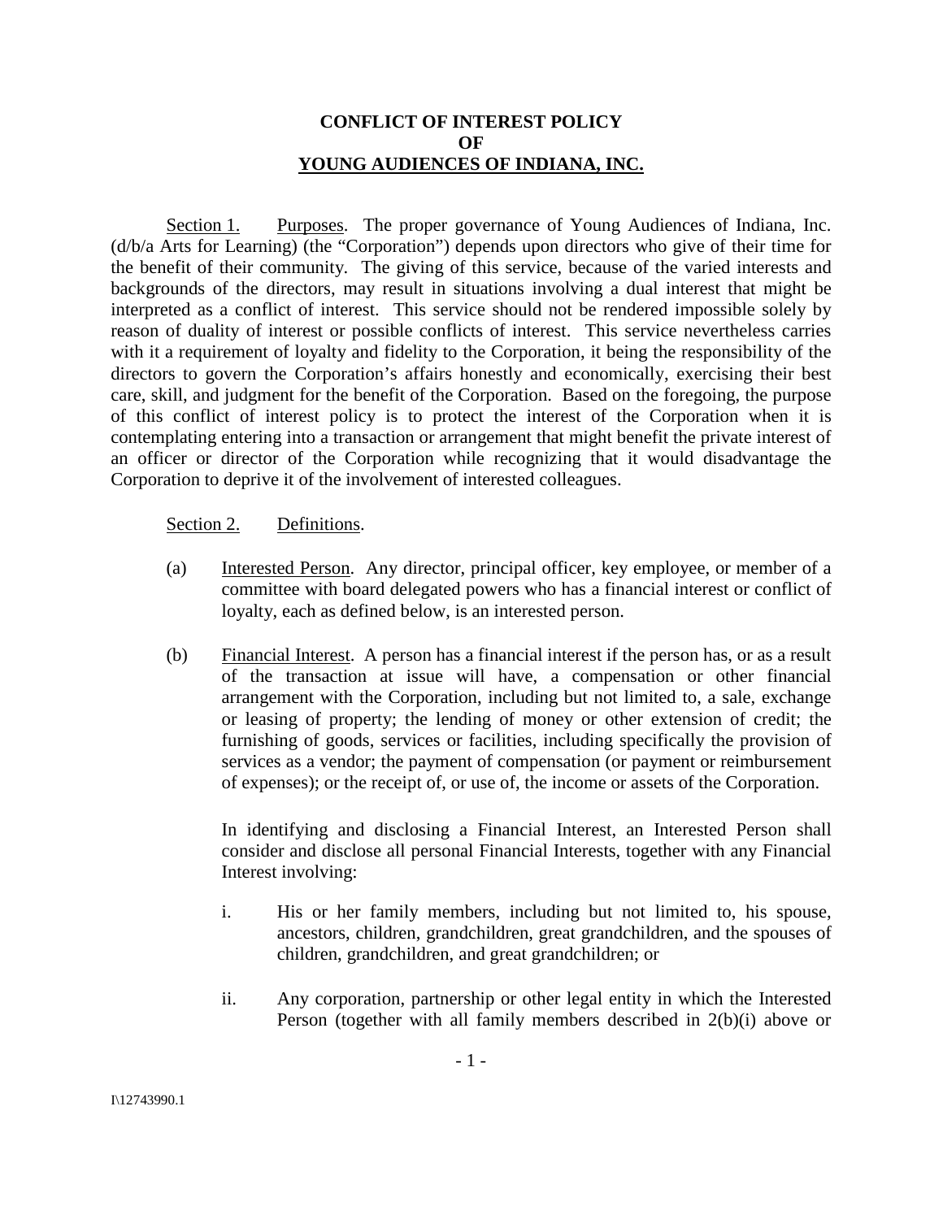# CONFLICT OF INTEREST POLICY
# OF
# YOUNG AUDIENCES OF INDIANA, INC.

Section 1. Purposes. The proper governance of Young Audiences of Indiana, Inc. (d/b/a Arts for Learning) (the "Corporation") depends upon directors who give of their time for the benefit of their community. The giving of this service, because of the varied interests and backgrounds of the directors, may result in situations involving a dual interest that might be interpreted as a conflict of interest. This service should not be rendered impossible solely by reason of duality of interest or possible conflicts of interest. This service nevertheless carries with it a requirement of loyalty and fidelity to the Corporation, it being the responsibility of the directors to govern the Corporation's affairs honestly and economically, exercising their best care, skill, and judgment for the benefit of the Corporation. Based on the foregoing, the purpose of this conflict of interest policy is to protect the interest of the Corporation when it is contemplating entering into a transaction or arrangement that might benefit the private interest of an officer or director of the Corporation while recognizing that it would disadvantage the Corporation to deprive it of the involvement of interested colleagues.

Section 2. Definitions.

(a) Interested Person. Any director, principal officer, key employee, or member of a committee with board delegated powers who has a financial interest or conflict of loyalty, each as defined below, is an interested person.

(b) Financial Interest. A person has a financial interest if the person has, or as a result of the transaction at issue will have, a compensation or other financial arrangement with the Corporation, including but not limited to, a sale, exchange or leasing of property; the lending of money or other extension of credit; the furnishing of goods, services or facilities, including specifically the provision of services as a vendor; the payment of compensation (or payment or reimbursement of expenses); or the receipt of, or use of, the income or assets of the Corporation.

In identifying and disclosing a Financial Interest, an Interested Person shall consider and disclose all personal Financial Interests, together with any Financial Interest involving:

i. His or her family members, including but not limited to, his spouse, ancestors, children, grandchildren, great grandchildren, and the spouses of children, grandchildren, and great grandchildren; or

ii. Any corporation, partnership or other legal entity in which the Interested Person (together with all family members described in 2(b)(i) above or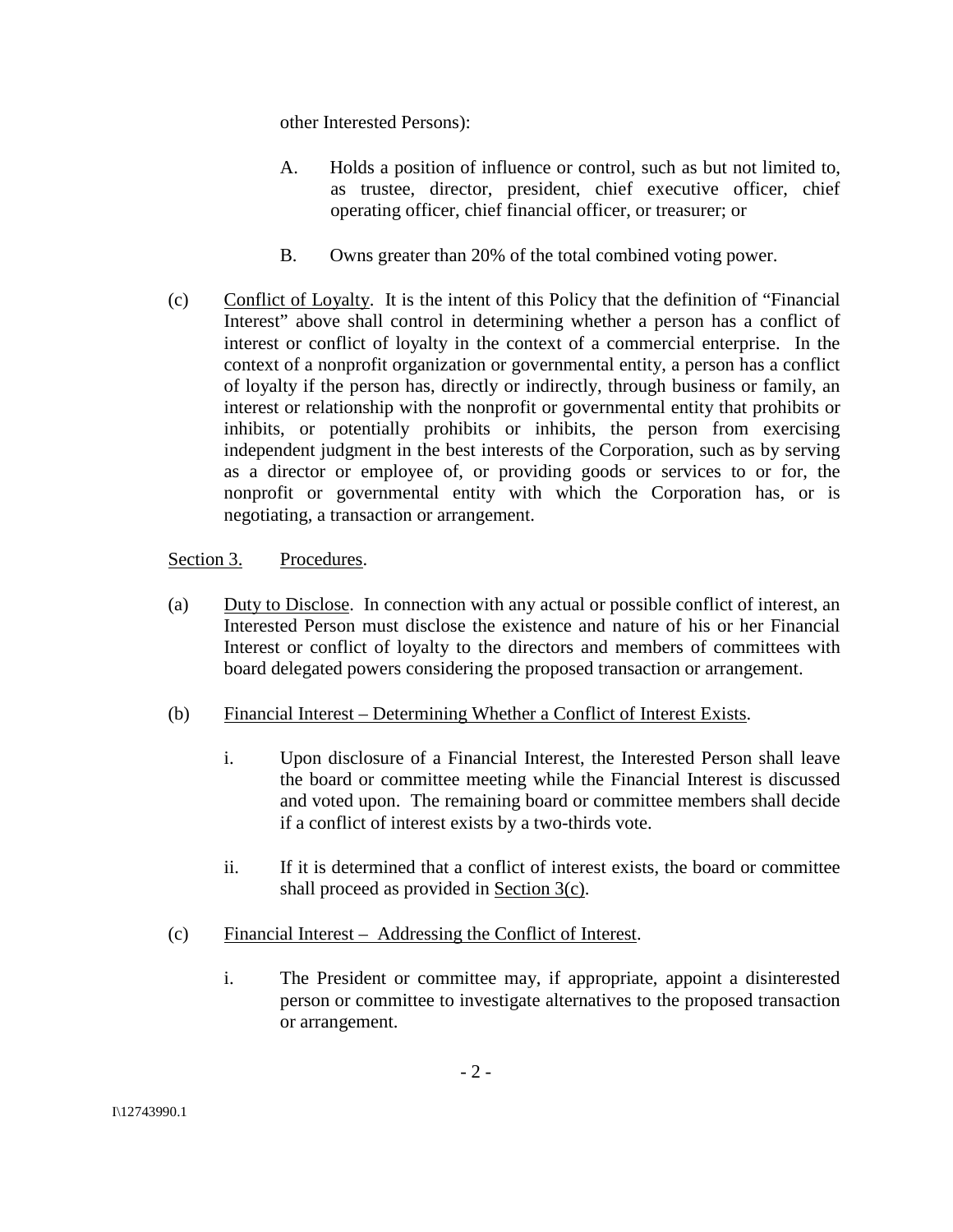other Interested Persons):

A. Holds a position of influence or control, such as but not limited to, as trustee, director, president, chief executive officer, chief operating officer, chief financial officer, or treasurer; or

B. Owns greater than 20% of the total combined voting power.

(c) Conflict of Loyalty. It is the intent of this Policy that the definition of "Financial Interest" above shall control in determining whether a person has a conflict of interest or conflict of loyalty in the context of a commercial enterprise. In the context of a nonprofit organization or governmental entity, a person has a conflict of loyalty if the person has, directly or indirectly, through business or family, an interest or relationship with the nonprofit or governmental entity that prohibits or inhibits, or potentially prohibits or inhibits, the person from exercising independent judgment in the best interests of the Corporation, such as by serving as a director or employee of, or providing goods or services to or for, the nonprofit or governmental entity with which the Corporation has, or is negotiating, a transaction or arrangement.

Section 3. Procedures.

(a) Duty to Disclose. In connection with any actual or possible conflict of interest, an Interested Person must disclose the existence and nature of his or her Financial Interest or conflict of loyalty to the directors and members of committees with board delegated powers considering the proposed transaction or arrangement.

(b) Financial Interest – Determining Whether a Conflict of Interest Exists.

i. Upon disclosure of a Financial Interest, the Interested Person shall leave the board or committee meeting while the Financial Interest is discussed and voted upon. The remaining board or committee members shall decide if a conflict of interest exists by a two-thirds vote.

ii. If it is determined that a conflict of interest exists, the board or committee shall proceed as provided in Section 3(c).

(c) Financial Interest – Addressing the Conflict of Interest.

i. The President or committee may, if appropriate, appoint a disinterested person or committee to investigate alternatives to the proposed transaction or arrangement.

I\12743990.1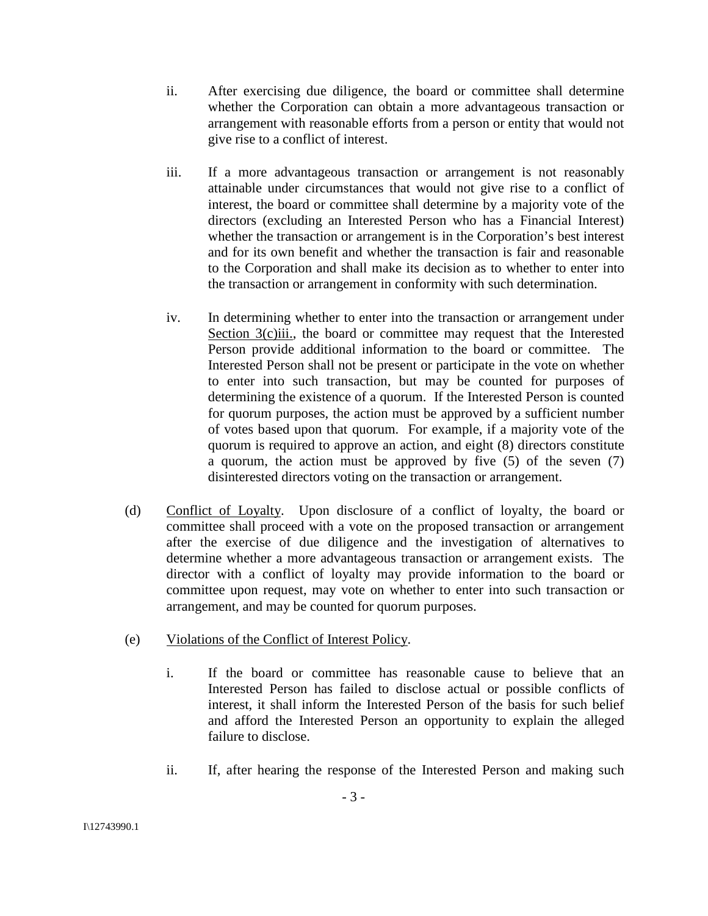ii. After exercising due diligence, the board or committee shall determine whether the Corporation can obtain a more advantageous transaction or arrangement with reasonable efforts from a person or entity that would not give rise to a conflict of interest.

iii. If a more advantageous transaction or arrangement is not reasonably attainable under circumstances that would not give rise to a conflict of interest, the board or committee shall determine by a majority vote of the directors (excluding an Interested Person who has a Financial Interest) whether the transaction or arrangement is in the Corporation's best interest and for its own benefit and whether the transaction is fair and reasonable to the Corporation and shall make its decision as to whether to enter into the transaction or arrangement in conformity with such determination.

iv. In determining whether to enter into the transaction or arrangement under Section 3(c)iii., the board or committee may request that the Interested Person provide additional information to the board or committee. The Interested Person shall not be present or participate in the vote on whether to enter into such transaction, but may be counted for purposes of determining the existence of a quorum. If the Interested Person is counted for quorum purposes, the action must be approved by a sufficient number of votes based upon that quorum. For example, if a majority vote of the quorum is required to approve an action, and eight (8) directors constitute a quorum, the action must be approved by five (5) of the seven (7) disinterested directors voting on the transaction or arrangement.

(d) Conflict of Loyalty. Upon disclosure of a conflict of loyalty, the board or committee shall proceed with a vote on the proposed transaction or arrangement after the exercise of due diligence and the investigation of alternatives to determine whether a more advantageous transaction or arrangement exists. The director with a conflict of loyalty may provide information to the board or committee upon request, may vote on whether to enter into such transaction or arrangement, and may be counted for quorum purposes.

(e) Violations of the Conflict of Interest Policy.

i. If the board or committee has reasonable cause to believe that an Interested Person has failed to disclose actual or possible conflicts of interest, it shall inform the Interested Person of the basis for such belief and afford the Interested Person an opportunity to explain the alleged failure to disclose.

ii. If, after hearing the response of the Interested Person and making such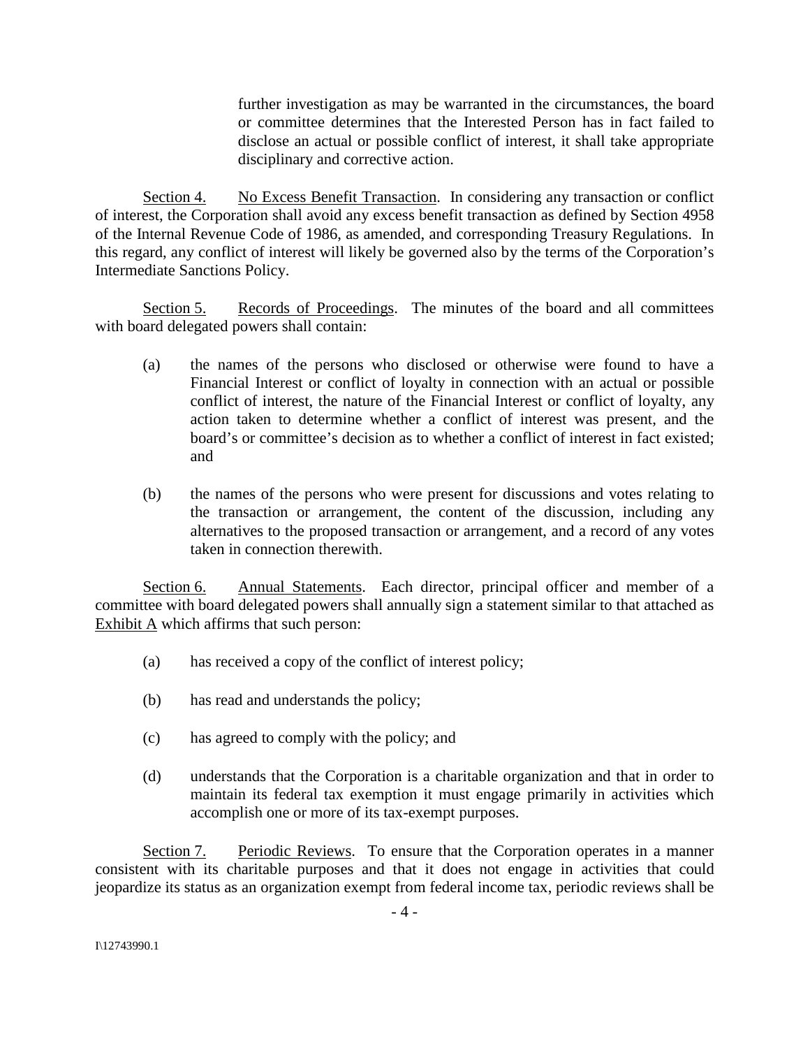further investigation as may be warranted in the circumstances, the board or committee determines that the Interested Person has in fact failed to disclose an actual or possible conflict of interest, it shall take appropriate disciplinary and corrective action.

Section 4. No Excess Benefit Transaction. In considering any transaction or conflict of interest, the Corporation shall avoid any excess benefit transaction as defined by Section 4958 of the Internal Revenue Code of 1986, as amended, and corresponding Treasury Regulations. In this regard, any conflict of interest will likely be governed also by the terms of the Corporation's Intermediate Sanctions Policy.

Section 5. Records of Proceedings. The minutes of the board and all committees with board delegated powers shall contain:

(a) the names of the persons who disclosed or otherwise were found to have a Financial Interest or conflict of loyalty in connection with an actual or possible conflict of interest, the nature of the Financial Interest or conflict of loyalty, any action taken to determine whether a conflict of interest was present, and the board's or committee's decision as to whether a conflict of interest in fact existed; and

(b) the names of the persons who were present for discussions and votes relating to the transaction or arrangement, the content of the discussion, including any alternatives to the proposed transaction or arrangement, and a record of any votes taken in connection therewith.

Section 6. Annual Statements. Each director, principal officer and member of a committee with board delegated powers shall annually sign a statement similar to that attached as Exhibit A which affirms that such person:

(a) has received a copy of the conflict of interest policy;

(b) has read and understands the policy;

(c) has agreed to comply with the policy; and

(d) understands that the Corporation is a charitable organization and that in order to maintain its federal tax exemption it must engage primarily in activities which accomplish one or more of its tax-exempt purposes.

Section 7. Periodic Reviews. To ensure that the Corporation operates in a manner consistent with its charitable purposes and that it does not engage in activities that could jeopardize its status as an organization exempt from federal income tax, periodic reviews shall be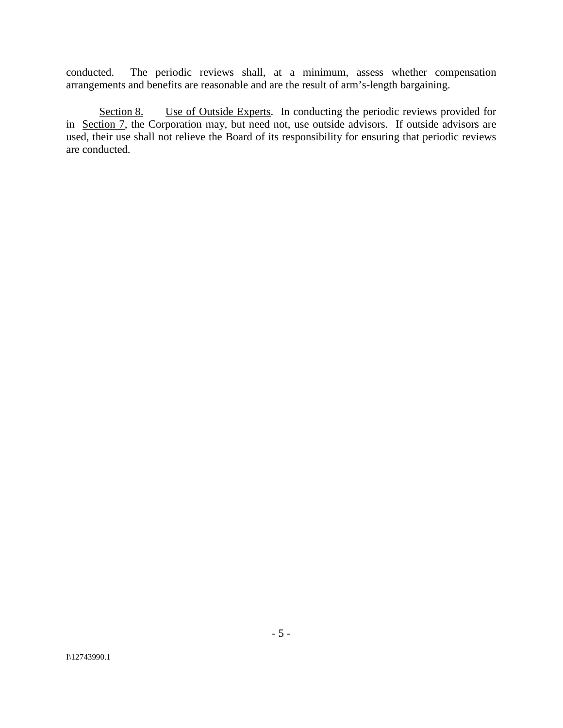conducted. The periodic reviews shall, at a minimum, assess whether compensation arrangements and benefits are reasonable and are the result of arm's-length bargaining.

Section 8. Use of Outside Experts. In conducting the periodic reviews provided for in Section 7, the Corporation may, but need not, use outside advisors. If outside advisors are used, their use shall not relieve the Board of its responsibility for ensuring that periodic reviews are conducted.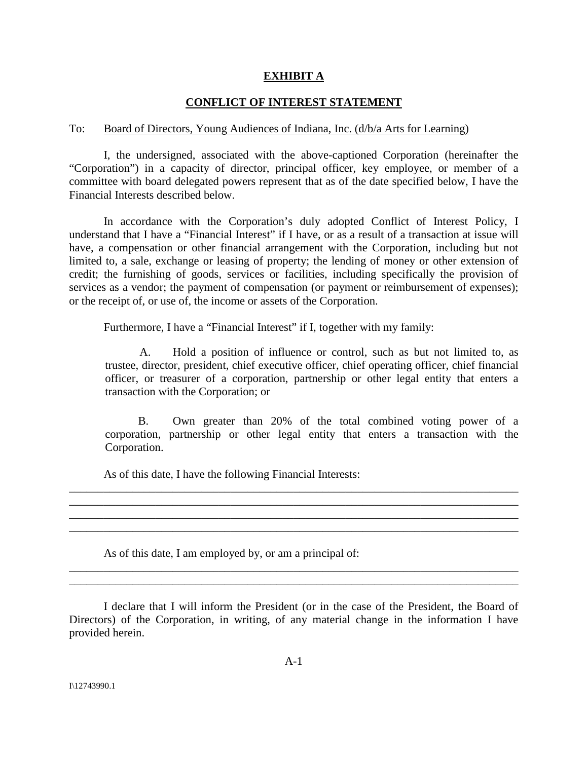## EXHIBIT A

## CONFLICT OF INTEREST STATEMENT

To: Board of Directors, Young Audiences of Indiana, Inc. (d/b/a Arts for Learning)

I, the undersigned, associated with the above-captioned Corporation (hereinafter the "Corporation") in a capacity of director, principal officer, key employee, or member of a committee with board delegated powers represent that as of the date specified below, I have the Financial Interests described below.

In accordance with the Corporation's duly adopted Conflict of Interest Policy, I understand that I have a "Financial Interest" if I have, or as a result of a transaction at issue will have, a compensation or other financial arrangement with the Corporation, including but not limited to, a sale, exchange or leasing of property; the lending of money or other extension of credit; the furnishing of goods, services or facilities, including specifically the provision of services as a vendor; the payment of compensation (or payment or reimbursement of expenses); or the receipt of, or use of, the income or assets of the Corporation.

Furthermore, I have a "Financial Interest" if I, together with my family:

> A. Hold a position of influence or control, such as but not limited to, as trustee, director, president, chief executive officer, chief operating officer, chief financial officer, or treasurer of a corporation, partnership or other legal entity that enters a transaction with the Corporation; or
>
> B. Own greater than 20% of the total combined voting power of a corporation, partnership or other legal entity that enters a transaction with the Corporation.

As of this date, I have the following Financial Interests:

\_\_\_\_\_\_\_\_\_\_\_\_\_\_\_\_\_\_\_\_\_\_\_\_\_\_\_\_\_\_\_\_\_\_\_\_\_\_\_\_\_\_\_\_\_\_\_\_\_\_\_\_\_\_\_\_\_\_\_\_\_\_\_\_\_\_\_\_\_\_\_\_

\_\_\_\_\_\_\_\_\_\_\_\_\_\_\_\_\_\_\_\_\_\_\_\_\_\_\_\_\_\_\_\_\_\_\_\_\_\_\_\_\_\_\_\_\_\_\_\_\_\_\_\_\_\_\_\_\_\_\_\_\_\_\_\_\_\_\_\_\_\_\_\_

\_\_\_\_\_\_\_\_\_\_\_\_\_\_\_\_\_\_\_\_\_\_\_\_\_\_\_\_\_\_\_\_\_\_\_\_\_\_\_\_\_\_\_\_\_\_\_\_\_\_\_\_\_\_\_\_\_\_\_\_\_\_\_\_\_\_\_\_\_\_\_\_

\_\_\_\_\_\_\_\_\_\_\_\_\_\_\_\_\_\_\_\_\_\_\_\_\_\_\_\_\_\_\_\_\_\_\_\_\_\_\_\_\_\_\_\_\_\_\_\_\_\_\_\_\_\_\_\_\_\_\_\_\_\_\_\_\_\_\_\_\_\_\_\_

As of this date, I am employed by, or am a principal of:

\_\_\_\_\_\_\_\_\_\_\_\_\_\_\_\_\_\_\_\_\_\_\_\_\_\_\_\_\_\_\_\_\_\_\_\_\_\_\_\_\_\_\_\_\_\_\_\_\_\_\_\_\_\_\_\_\_\_\_\_\_\_\_\_\_\_\_\_\_\_\_\_

\_\_\_\_\_\_\_\_\_\_\_\_\_\_\_\_\_\_\_\_\_\_\_\_\_\_\_\_\_\_\_\_\_\_\_\_\_\_\_\_\_\_\_\_\_\_\_\_\_\_\_\_\_\_\_\_\_\_\_\_\_\_\_\_\_\_\_\_\_\_\_\_

I declare that I will inform the President (or in the case of the President, the Board of Directors) of the Corporation, in writing, of any material change in the information I have provided herein.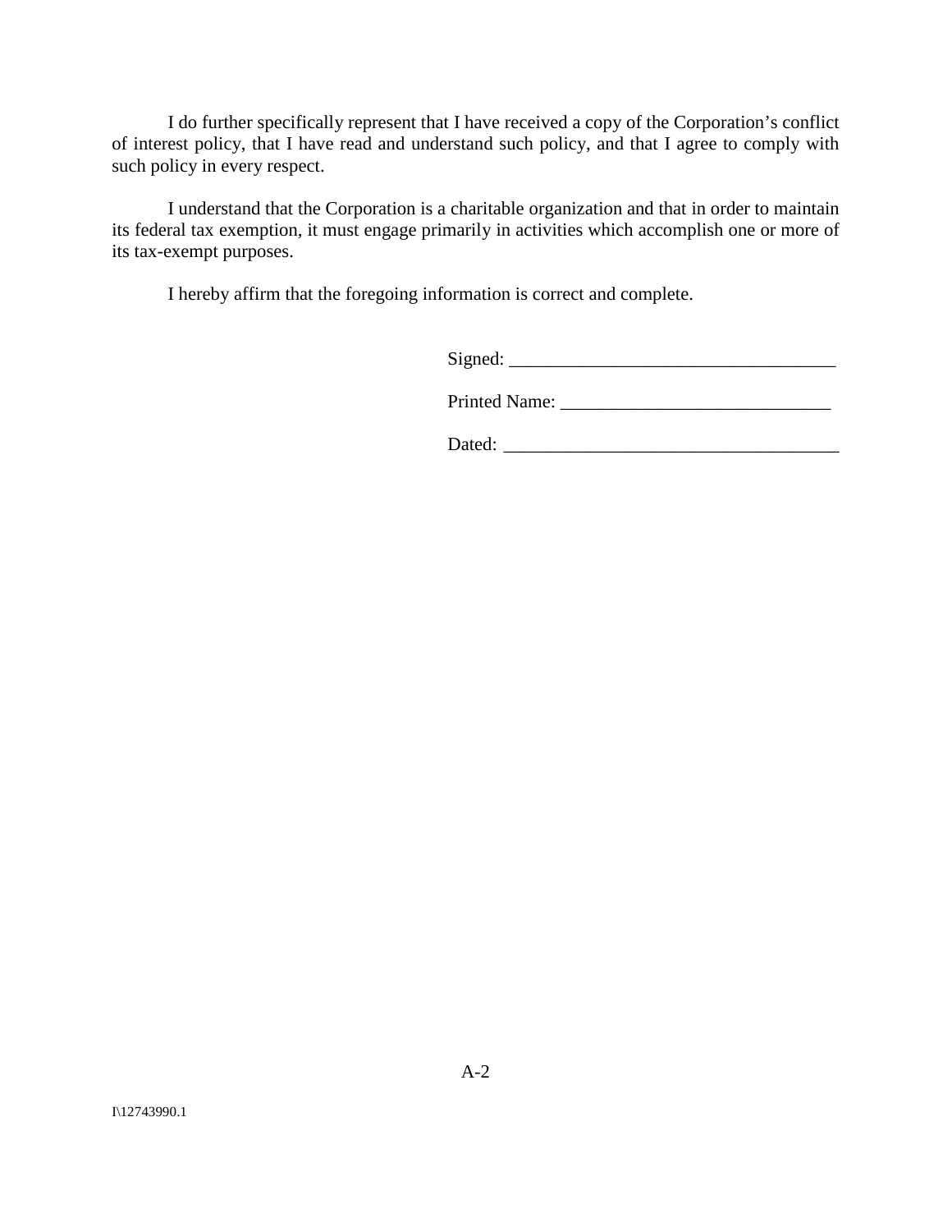I do further specifically represent that I have received a copy of the Corporation's conflict of interest policy, that I have read and understand such policy, and that I agree to comply with such policy in every respect.

I understand that the Corporation is a charitable organization and that in order to maintain its federal tax exemption, it must engage primarily in activities which accomplish one or more of its tax-exempt purposes.

I hereby affirm that the foregoing information is correct and complete.

Signed: ___________________________________

Printed Name: _____________________________

Dated: ____________________________________

I\12743990.1